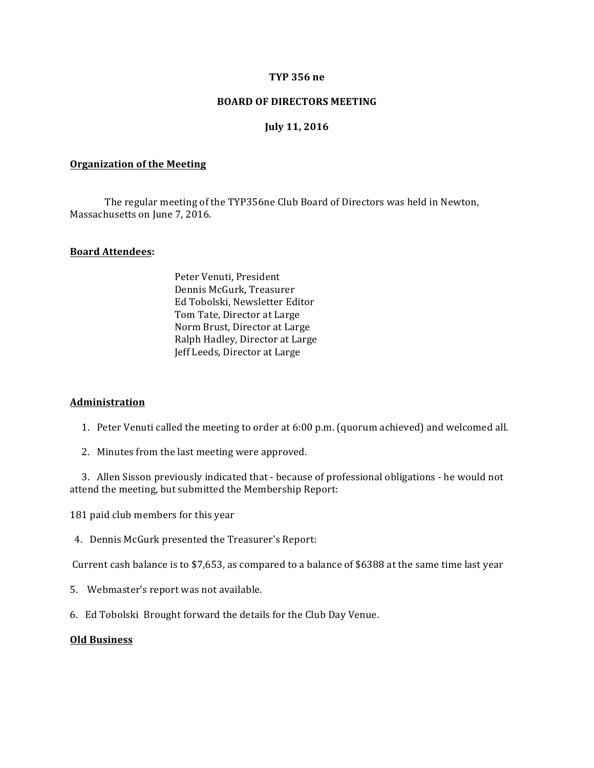**TYP 356 ne**

**BOARD OF DIRECTORS MEETING**

**July 11, 2016**

**Organization of the Meeting**

The regular meeting of the TYP356ne Club Board of Directors was held in Newton, Massachusetts on June 7, 2016.

**Board Attendees:**

Peter Venuti, President
Dennis McGurk, Treasurer
Ed Tobolski, Newsletter Editor
Tom Tate, Director at Large
Norm Brust, Director at Large
Ralph Hadley, Director at Large
Jeff Leeds, Director at Large

**Administration**

1. Peter Venuti called the meeting to order at 6:00 p.m. (quorum achieved) and welcomed all.

2. Minutes from the last meeting were approved.

3. Allen Sisson previously indicated that - because of professional obligations - he would not attend the meeting, but submitted the Membership Report:

181 paid club members for this year

4. Dennis McGurk presented the Treasurer's Report:

Current cash balance is to $7,653, as compared to a balance of $6388 at the same time last year

5. Webmaster's report was not available.

6. Ed Tobolski Brought forward the details for the Club Day Venue.

**Old Business**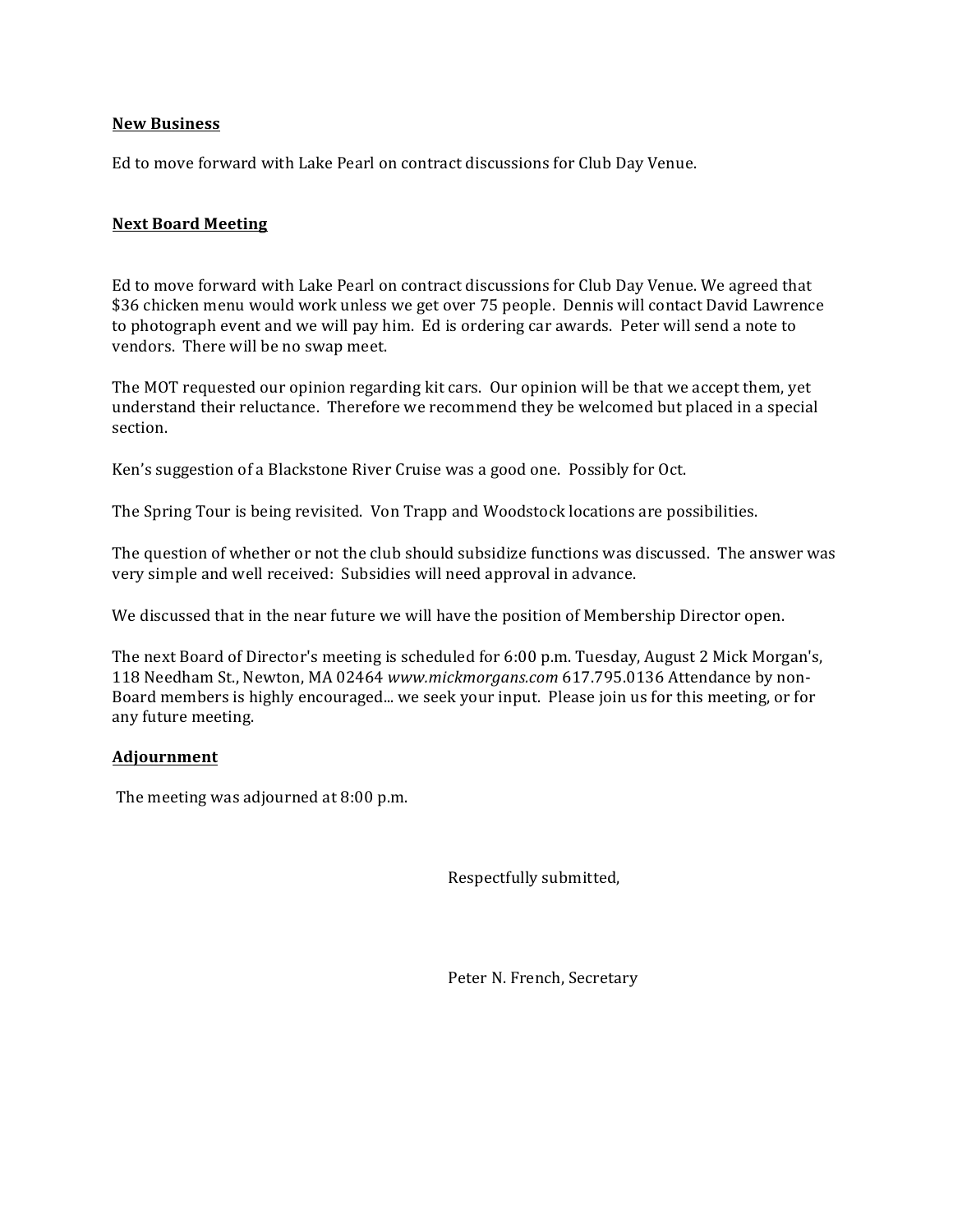**New Business**

Ed to move forward with Lake Pearl on contract discussions for Club Day Venue.

**Next Board Meeting**

Ed to move forward with Lake Pearl on contract discussions for Club Day Venue. We agreed that $36 chicken menu would work unless we get over 75 people. Dennis will contact David Lawrence to photograph event and we will pay him. Ed is ordering car awards. Peter will send a note to vendors. There will be no swap meet.

The MOT requested our opinion regarding kit cars. Our opinion will be that we accept them, yet understand their reluctance. Therefore we recommend they be welcomed but placed in a special section.

Ken's suggestion of a Blackstone River Cruise was a good one. Possibly for Oct.

The Spring Tour is being revisited. Von Trapp and Woodstock locations are possibilities.

The question of whether or not the club should subsidize functions was discussed. The answer was very simple and well received: Subsidies will need approval in advance.

We discussed that in the near future we will have the position of Membership Director open.

The next Board of Director's meeting is scheduled for 6:00 p.m. Tuesday, August 2 Mick Morgan's, 118 Needham St., Newton, MA 02464 *www.mickmorgans.com* 617.795.0136 Attendance by non-Board members is highly encouraged... we seek your input. Please join us for this meeting, or for any future meeting.

**Adjournment**

The meeting was adjourned at 8:00 p.m.

Respectfully submitted,

Peter N. French, Secretary